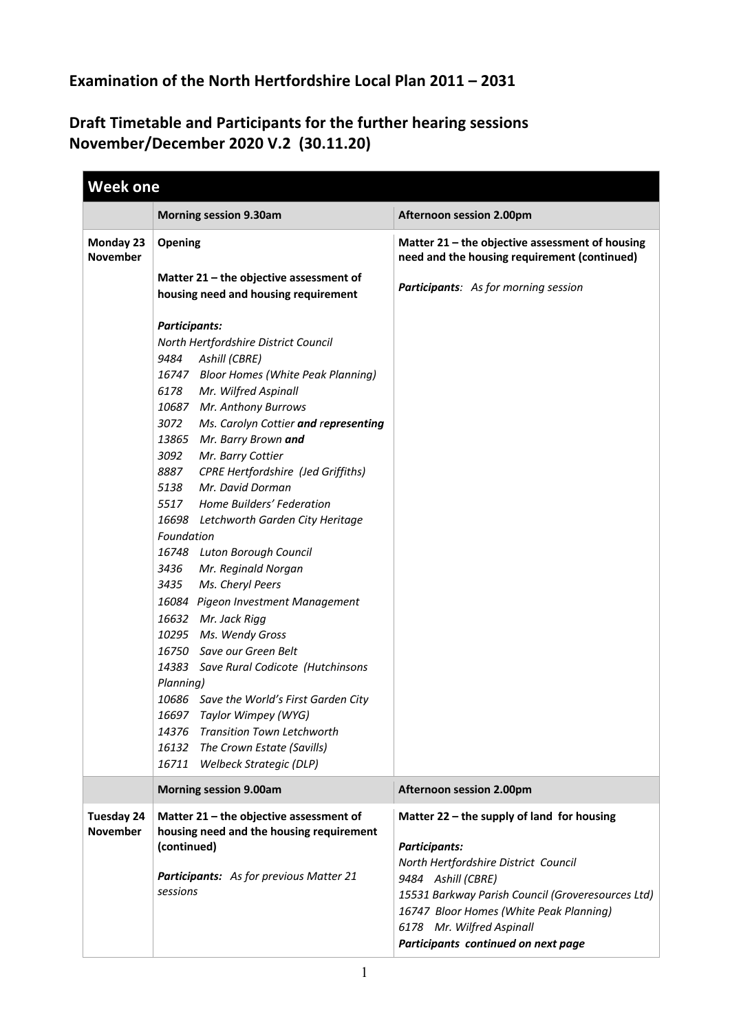# Examination of the North Hertfordshire Local Plan 2011 – 2031

## Draft Timetable and Participants for the further hearing sessions November/December 2020 V.2 (30.11.20)

| **Week one** | | |
|---|---|---|
| | **Morning session 9.30am** | **Afternoon session 2.00pm** |
| **Monday 23 November** | **Opening**<br><br>**Matter 21 – the objective assessment of housing need and housing requirement**<br><br>***Participants:***<br>*North Hertfordshire District Council*<br>*9484 Ashill (CBRE)*<br>*16747 Bloor Homes (White Peak Planning)*<br>*6178 Mr. Wilfred Aspinall*<br>*10687 Mr. Anthony Burrows*<br>*3072 Ms. Carolyn Cottier **and** representing*<br>*13865 Mr. Barry Brown **and***<br>*3092 Mr. Barry Cottier*<br>*8887 CPRE Hertfordshire (Jed Griffiths)*<br>*5138 Mr. David Dorman*<br>*5517 Home Builders' Federation*<br>*16698 Letchworth Garden City Heritage Foundation*<br>*16748 Luton Borough Council*<br>*3436 Mr. Reginald Norgan*<br>*3435 Ms. Cheryl Peers*<br>*16084 Pigeon Investment Management*<br>*16632 Mr. Jack Rigg*<br>*10295 Ms. Wendy Gross*<br>*16750 Save our Green Belt*<br>*14383 Save Rural Codicote (Hutchinsons Planning)*<br>*10686 Save the World's First Garden City*<br>*16697 Taylor Wimpey (WYG)*<br>*14376 Transition Town Letchworth*<br>*16132 The Crown Estate (Savills)*<br>*16711 Welbeck Strategic (DLP)* | **Matter 21 – the objective assessment of housing need and the housing requirement (continued)**<br><br>***Participants**: As for morning session* |
| | **Morning session 9.00am** | **Afternoon session 2.00pm** |
| **Tuesday 24 November** | **Matter 21 – the objective assessment of housing need and the housing requirement (continued)**<br><br>***Participants:** As for previous Matter 21 sessions* | **Matter 22 – the supply of land for housing**<br><br>***Participants:***<br>*North Hertfordshire District Council*<br>*9484 Ashill (CBRE)*<br>*15531 Barkway Parish Council (Groveresources Ltd)*<br>*16747 Bloor Homes (White Peak Planning)*<br>*6178 Mr. Wilfred Aspinall*<br>***Participants continued on next page*** |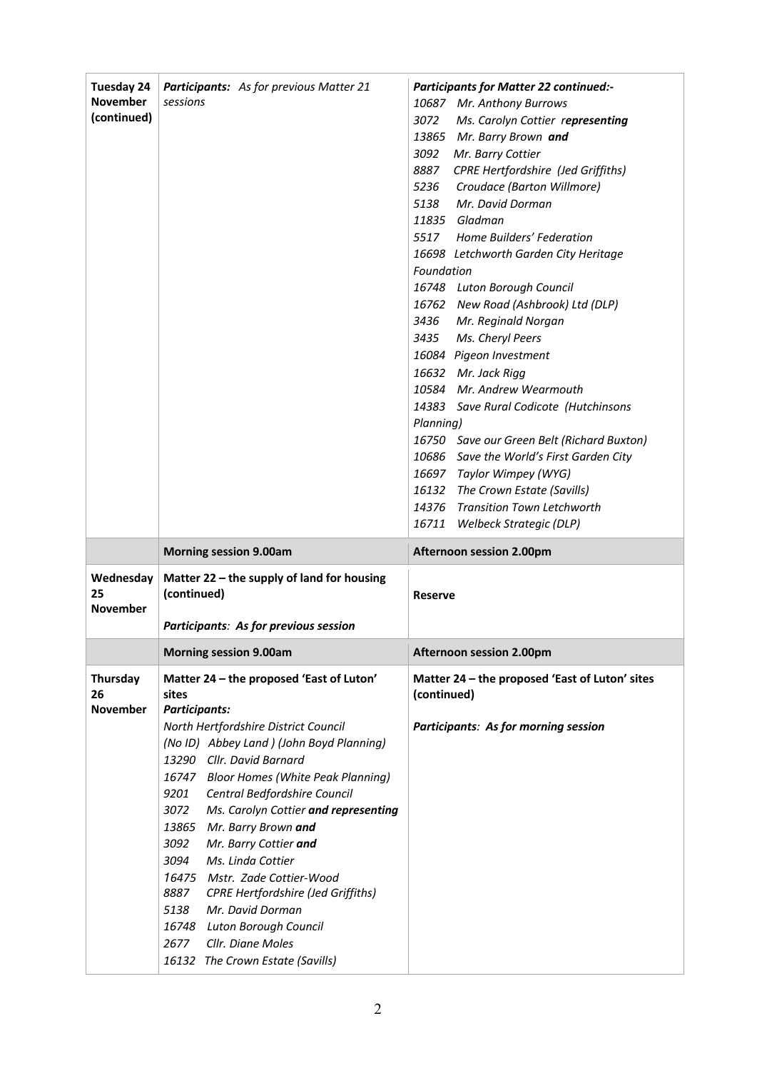| | | |
|---|---|---|
| **Tuesday 24 November (continued)** | ***Participants:*** *As for previous Matter 21 sessions* | ***Participants for Matter 22 continued:-***<br>*10687 Mr. Anthony Burrows*<br>*3072 Ms. Carolyn Cottier **representing***<br>*13865 Mr. Barry Brown **and***<br>*3092 Mr. Barry Cottier*<br>*8887 CPRE Hertfordshire (Jed Griffiths)*<br>*5236 Croudace (Barton Willmore)*<br>*5138 Mr. David Dorman*<br>*11835 Gladman*<br>*5517 Home Builders' Federation*<br>*16698 Letchworth Garden City Heritage Foundation*<br>*16748 Luton Borough Council*<br>*16762 New Road (Ashbrook) Ltd (DLP)*<br>*3436 Mr. Reginald Norgan*<br>*3435 Ms. Cheryl Peers*<br>*16084 Pigeon Investment*<br>*16632 Mr. Jack Rigg*<br>*10584 Mr. Andrew Wearmouth*<br>*14383 Save Rural Codicote (Hutchinsons Planning)*<br>*16750 Save our Green Belt (Richard Buxton)*<br>*10686 Save the World's First Garden City*<br>*16697 Taylor Wimpey (WYG)*<br>*16132 The Crown Estate (Savills)*<br>*14376 Transition Town Letchworth*<br>*16711 Welbeck Strategic (DLP)* |
| | **Morning session 9.00am** | **Afternoon session 2.00pm** |
| **Wednesday 25 November** | **Matter 22 – the supply of land for housing (continued)**<br><br>***Participants:*** ***As for previous session*** | **Reserve** |
| | **Morning session 9.00am** | **Afternoon session 2.00pm** |
| **Thursday 26 November** | **Matter 24 – the proposed 'East of Luton' sites**<br>***Participants:***<br>*North Hertfordshire District Council*<br>*(No ID) Abbey Land ) (John Boyd Planning)*<br>*13290 Cllr. David Barnard*<br>*16747 Bloor Homes (White Peak Planning)*<br>*9201 Central Bedfordshire Council*<br>*3072 Ms. Carolyn Cottier **and representing***<br>*13865 Mr. Barry Brown **and***<br>*3092 Mr. Barry Cottier **and***<br>*3094 Ms. Linda Cottier*<br>*16475 Mstr. Zade Cottier-Wood*<br>*8887 CPRE Hertfordshire (Jed Griffiths)*<br>*5138 Mr. David Dorman*<br>*16748 Luton Borough Council*<br>*2677 Cllr. Diane Moles*<br>*16132 The Crown Estate (Savills)* | **Matter 24 – the proposed 'East of Luton' sites (continued)**<br><br>***Participants:*** ***As for morning session*** |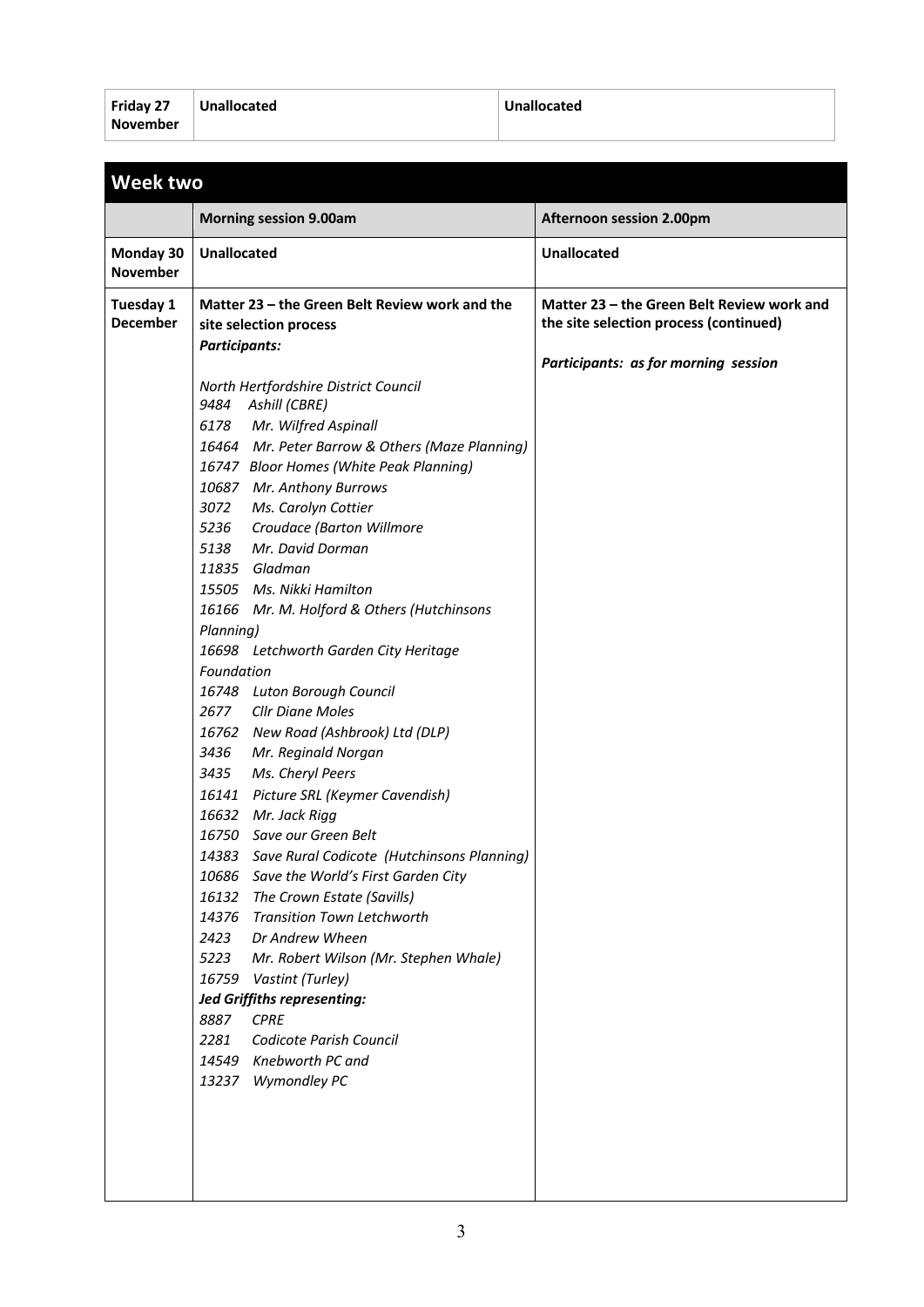| Friday 27 November | Unallocated | Unallocated |
|---|---|---|

## Week two

| | Morning session 9.00am | Afternoon session 2.00pm |
|---|---|---|
| **Monday 30 November** | **Unallocated** | **Unallocated** |
| **Tuesday 1 December** | **Matter 23 – the Green Belt Review work and the site selection process**<br>***Participants:***<br><br>*North Hertfordshire District Council*<br>*9484 Ashill (CBRE)*<br>*6178 Mr. Wilfred Aspinall*<br>*16464 Mr. Peter Barrow & Others (Maze Planning)*<br>*16747 Bloor Homes (White Peak Planning)*<br>*10687 Mr. Anthony Burrows*<br>*3072 Ms. Carolyn Cottier*<br>*5236 Croudace (Barton Willmore*<br>*5138 Mr. David Dorman*<br>*11835 Gladman*<br>*15505 Ms. Nikki Hamilton*<br>*16166 Mr. M. Holford & Others (Hutchinsons Planning)*<br>*16698 Letchworth Garden City Heritage Foundation*<br>*16748 Luton Borough Council*<br>*2677 Cllr Diane Moles*<br>*16762 New Road (Ashbrook) Ltd (DLP)*<br>*3436 Mr. Reginald Norgan*<br>*3435 Ms. Cheryl Peers*<br>*16141 Picture SRL (Keymer Cavendish)*<br>*16632 Mr. Jack Rigg*<br>*16750 Save our Green Belt*<br>*14383 Save Rural Codicote (Hutchinsons Planning)*<br>*10686 Save the World's First Garden City*<br>*16132 The Crown Estate (Savills)*<br>*14376 Transition Town Letchworth*<br>*2423 Dr Andrew Wheen*<br>*5223 Mr. Robert Wilson (Mr. Stephen Whale)*<br>*16759 Vastint (Turley)*<br>***Jed Griffiths representing:***<br>*8887 CPRE*<br>*2281 Codicote Parish Council*<br>*14549 Knebworth PC and*<br>*13237 Wymondley PC* | **Matter 23 – the Green Belt Review work and the site selection process (continued)**<br><br>***Participants: as for morning session*** |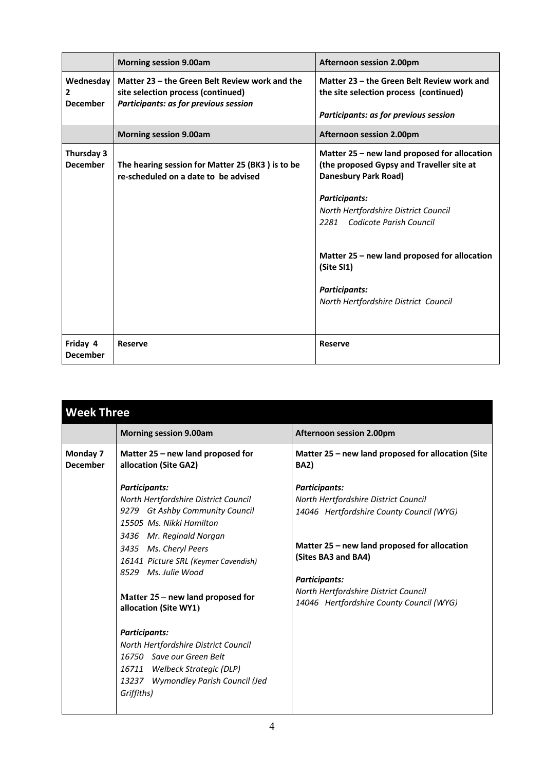| | Morning session 9.00am | Afternoon session 2.00pm |
|---|---|---|
| **Wednesday 2 December** | **Matter 23 – the Green Belt Review work and the site selection process (continued)**<br>***Participants: as for previous session*** | **Matter 23 – the Green Belt Review work and the site selection process (continued)**<br><br>***Participants: as for previous session*** |
| | **Morning session 9.00am** | **Afternoon session 2.00pm** |
| **Thursday 3 December** | **The hearing session for Matter 25 (BK3 ) is to be re-scheduled on a date to be advised** | **Matter 25 – new land proposed for allocation (the proposed Gypsy and Traveller site at Danesbury Park Road)**<br><br>***Participants:***<br>*North Hertfordshire District Council*<br>*2281 Codicote Parish Council*<br><br>**Matter 25 – new land proposed for allocation (Site SI1)**<br><br>***Participants:***<br>*North Hertfordshire District Council* |
| **Friday 4 December** | **Reserve** | **Reserve** |

## Week Three

| | Morning session 9.00am | Afternoon session 2.00pm |
|---|---|---|
| **Monday 7 December** | **Matter 25 – new land proposed for allocation (Site GA2)**<br><br>***Participants:***<br>*North Hertfordshire District Council*<br>*9279 Gt Ashby Community Council*<br>*15505 Ms. Nikki Hamilton*<br>*3436 Mr. Reginald Norgan*<br>*3435 Ms. Cheryl Peers*<br>*16141 Picture SRL (Keymer Cavendish)*<br>*8529 Ms. Julie Wood*<br><br>**Matter 25 – new land proposed for allocation (Site WY1)**<br><br>***Participants:***<br>*North Hertfordshire District Council*<br>*16750 Save our Green Belt*<br>*16711 Welbeck Strategic (DLP)*<br>*13237 Wymondley Parish Council (Jed Griffiths)* | **Matter 25 – new land proposed for allocation (Site BA2)**<br><br>***Participants:***<br>*North Hertfordshire District Council*<br>*14046 Hertfordshire County Council (WYG)*<br><br>**Matter 25 – new land proposed for allocation (Sites BA3 and BA4)**<br><br>***Participants:***<br>*North Hertfordshire District Council*<br>*14046 Hertfordshire County Council (WYG)* |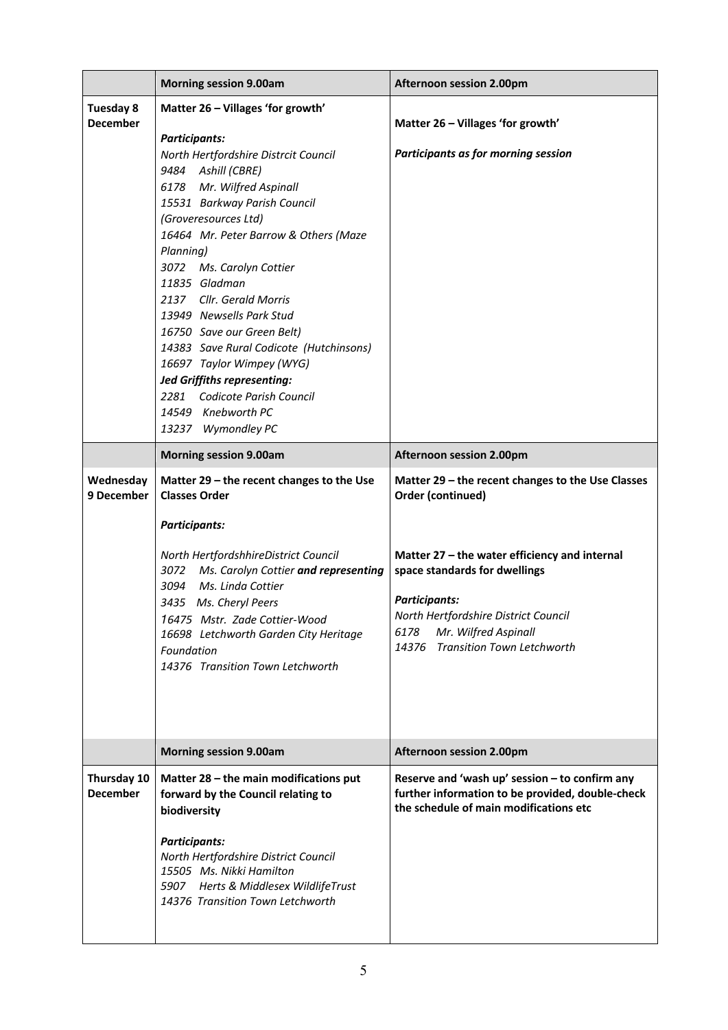| | Morning session 9.00am | Afternoon session 2.00pm |
|---|---|---|
| **Tuesday 8 December** | **Matter 26 – Villages 'for growth'**<br><br>***Participants:***<br>*North Hertfordshire Distrcit Council*<br>*9484 Ashill (CBRE)*<br>*6178 Mr. Wilfred Aspinall*<br>*15531 Barkway Parish Council (Groveresources Ltd)*<br>*16464 Mr. Peter Barrow & Others (Maze Planning)*<br>*3072 Ms. Carolyn Cottier*<br>*11835 Gladman*<br>*2137 Cllr. Gerald Morris*<br>*13949 Newsells Park Stud*<br>*16750 Save our Green Belt)*<br>*14383 Save Rural Codicote (Hutchinsons)*<br>*16697 Taylor Wimpey (WYG)*<br>***Jed Griffiths representing:***<br>*2281 Codicote Parish Council*<br>*14549 Knebworth PC*<br>*13237 Wymondley PC* | **Matter 26 – Villages 'for growth'**<br><br>***Participants as for morning session*** |
| | **Morning session 9.00am** | **Afternoon session 2.00pm** |
| **Wednesday 9 December** | **Matter 29 – the recent changes to the Use Classes Order**<br><br>***Participants:***<br><br>*North HertfordshhireDistrict Council*<br>*3072 Ms. Carolyn Cottier **and representing***<br>*3094 Ms. Linda Cottier*<br>*3435 Ms. Cheryl Peers*<br>*16475 Mstr. Zade Cottier-Wood*<br>*16698 Letchworth Garden City Heritage Foundation*<br>*14376 Transition Town Letchworth* | **Matter 29 – the recent changes to the Use Classes Order (continued)**<br><br>**Matter 27 – the water efficiency and internal space standards for dwellings**<br><br>***Participants:***<br>*North Hertfordshire District Council*<br>*6178 Mr. Wilfred Aspinall*<br>*14376 Transition Town Letchworth* |
| | **Morning session 9.00am** | **Afternoon session 2.00pm** |
| **Thursday 10 December** | **Matter 28 – the main modifications put forward by the Council relating to biodiversity**<br><br>***Participants:***<br>*North Hertfordshire District Council*<br>*15505 Ms. Nikki Hamilton*<br>*5907 Herts & Middlesex WildlifeTrust*<br>*14376 Transition Town Letchworth* | **Reserve and 'wash up' session – to confirm any further information to be provided, double-check the schedule of main modifications etc** |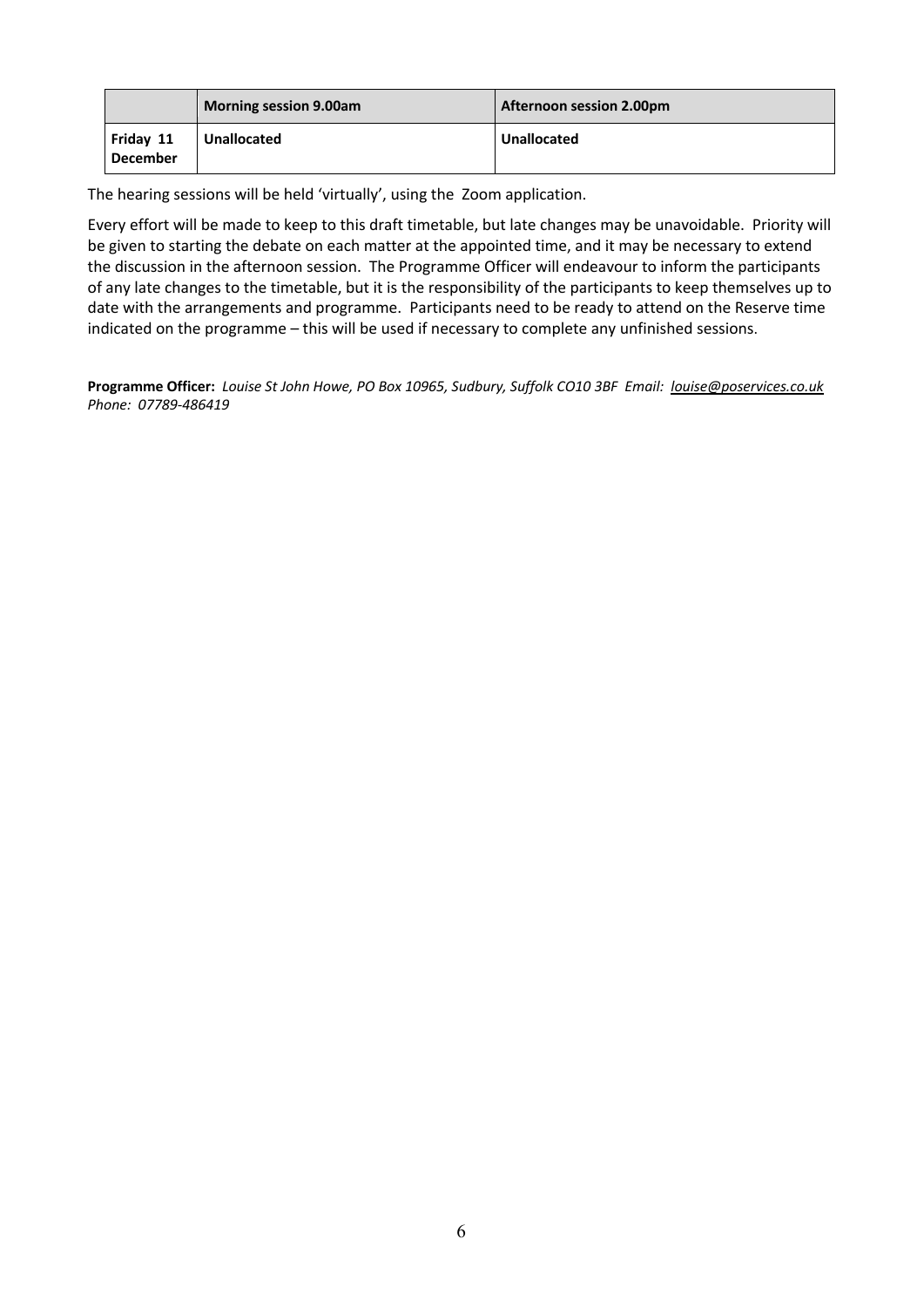| | **Morning session 9.00am** | **Afternoon session 2.00pm** |
|---|---|---|
| **Friday 11 December** | **Unallocated** | **Unallocated** |

The hearing sessions will be held 'virtually', using the Zoom application.

Every effort will be made to keep to this draft timetable, but late changes may be unavoidable. Priority will be given to starting the debate on each matter at the appointed time, and it may be necessary to extend the discussion in the afternoon session. The Programme Officer will endeavour to inform the participants of any late changes to the timetable, but it is the responsibility of the participants to keep themselves up to date with the arrangements and programme. Participants need to be ready to attend on the Reserve time indicated on the programme – this will be used if necessary to complete any unfinished sessions.

**Programme Officer:** *Louise St John Howe, PO Box 10965, Sudbury, Suffolk CO10 3BF Email: louise@poservices.co.uk Phone: 07789-486419*